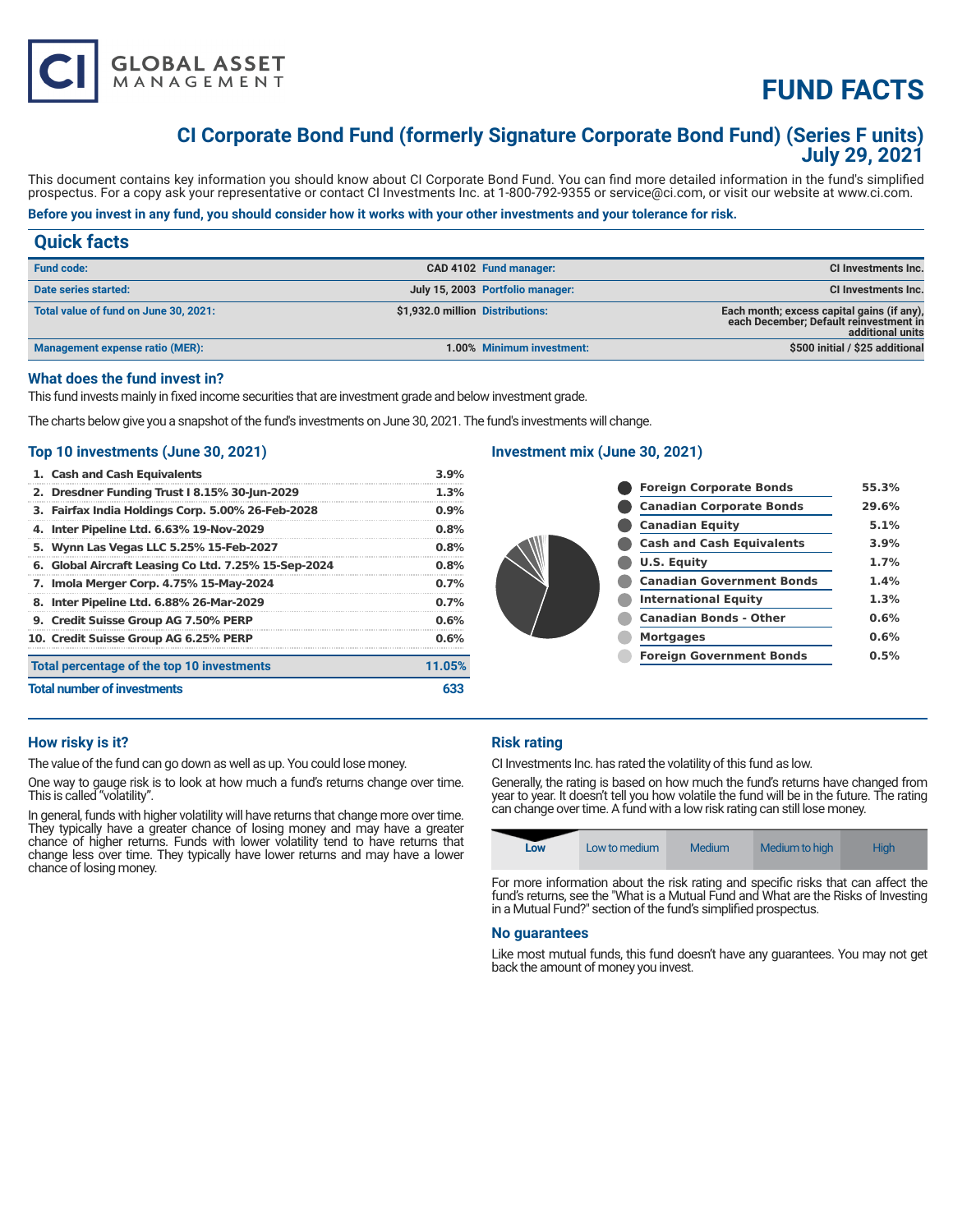# FUND FACTS

## CI Corporate Bond Fund (formerly Signature Corporate Bond Fund) (Series F units) July 29, 2021

This document contains key information you should know about CI Corporate Bond Fund. You can find more detailed information in the fund's simplified prospectus. For a copy ask your representative or contact CI Investments Inc. at 1-800-792-9355 or service@ci.com, or visit our website at www.ci.com.

**Before you invest in any fund, you should consider how it works with your other investments and your tolerance for risk.**

## Quick facts

| | | | |
|---|---|---|---|
| **Fund code:** | CAD 4102 | **Fund manager:** | CI Investments Inc. |
| **Date series started:** | July 15, 2003 | **Portfolio manager:** | CI Investments Inc. |
| **Total value of fund on June 30, 2021:** | $1,932.0 million | **Distributions:** | Each month; excess capital gains (if any), each December; Default reinvestment in additional units |
| **Management expense ratio (MER):** | 1.00% | **Minimum investment:** | $500 initial / $25 additional |

### What does the fund invest in?

This fund invests mainly in fixed income securities that are investment grade and below investment grade.

The charts below give you a snapshot of the fund's investments on June 30, 2021. The fund's investments will change.

### Top 10 investments (June 30, 2021)

| | |
|---|---|
| 1. Cash and Cash Equivalents | 3.9% |
| 2. Dresdner Funding Trust I 8.15% 30-Jun-2029 | 1.3% |
| 3. Fairfax India Holdings Corp. 5.00% 26-Feb-2028 | 0.9% |
| 4. Inter Pipeline Ltd. 6.63% 19-Nov-2029 | 0.8% |
| 5. Wynn Las Vegas LLC 5.25% 15-Feb-2027 | 0.8% |
| 6. Global Aircraft Leasing Co Ltd. 7.25% 15-Sep-2024 | 0.8% |
| 7. Imola Merger Corp. 4.75% 15-May-2024 | 0.7% |
| 8. Inter Pipeline Ltd. 6.88% 26-Mar-2029 | 0.7% |
| 9. Credit Suisse Group AG 7.50% PERP | 0.6% |
| 10. Credit Suisse Group AG 6.25% PERP | 0.6% |
| **Total percentage of the top 10 investments** | **11.05%** |
| **Total number of investments** | **633** |

### Investment mix (June 30, 2021)

| | |
|---|---|
| Foreign Corporate Bonds | 55.3% |
| Canadian Corporate Bonds | 29.6% |
| Canadian Equity | 5.1% |
| Cash and Cash Equivalents | 3.9% |
| U.S. Equity | 1.7% |
| Canadian Government Bonds | 1.4% |
| International Equity | 1.3% |
| Canadian Bonds - Other | 0.6% |
| Mortgages | 0.6% |
| Foreign Government Bonds | 0.5% |

### How risky is it?

The value of the fund can go down as well as up. You could lose money.

One way to gauge risk is to look at how much a fund's returns change over time. This is called "volatility".

In general, funds with higher volatility will have returns that change more over time. They typically have a greater chance of losing money and may have a greater chance of higher returns. Funds with lower volatility tend to have returns that change less over time. They typically have lower returns and may have a lower chance of losing money.

### Risk rating

CI Investments Inc. has rated the volatility of this fund as low.

Generally, the rating is based on how much the fund's returns have changed from year to year. It doesn't tell you how volatile the fund will be in the future. The rating can change over time. A fund with a low risk rating can still lose money.

| **Low** | Low to medium | Medium | Medium to high | High |
|---|---|---|---|---|

For more information about the risk rating and specific risks that can affect the fund's returns, see the "What is a Mutual Fund and What are the Risks of Investing in a Mutual Fund?" section of the fund's simplified prospectus.

### No guarantees

Like most mutual funds, this fund doesn't have any guarantees. You may not get back the amount of money you invest.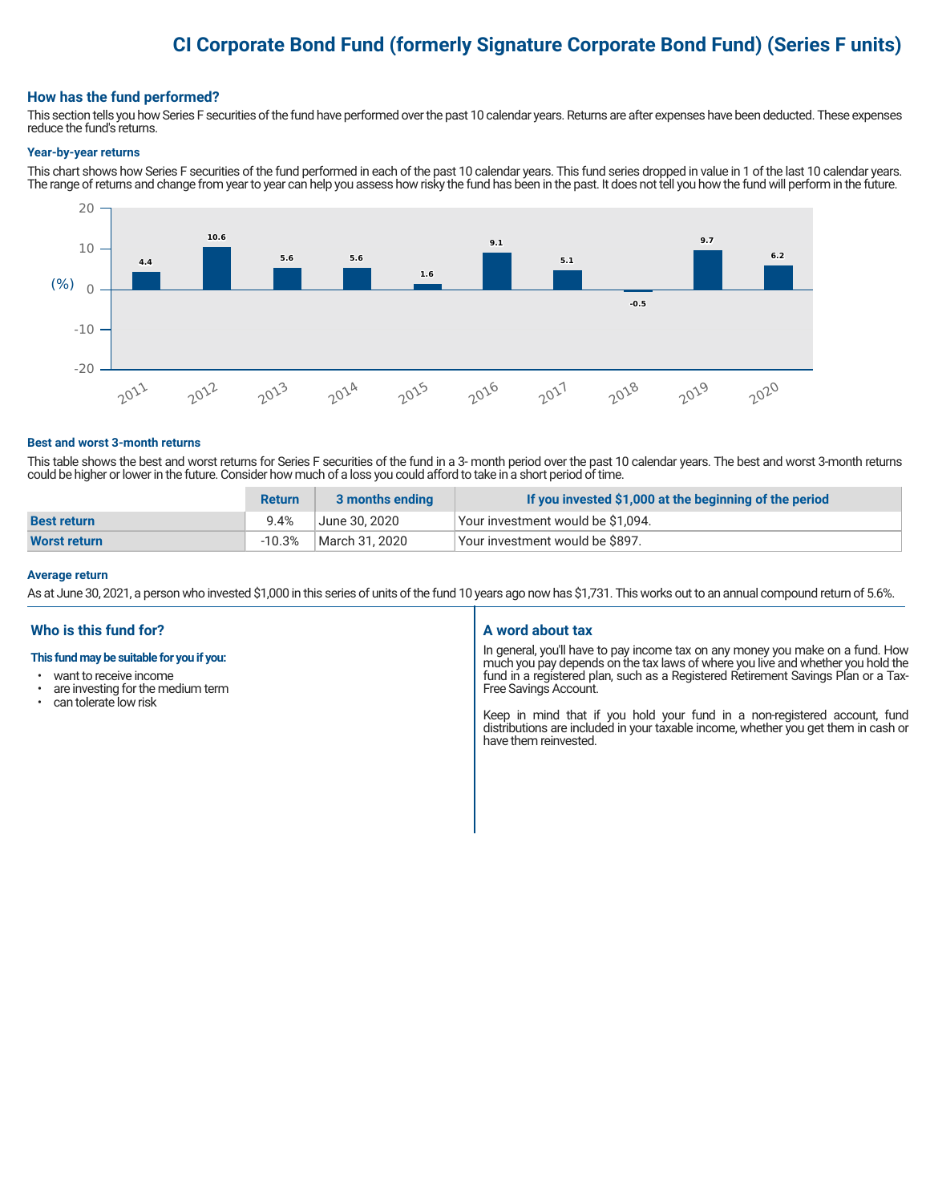# CI Corporate Bond Fund (formerly Signature Corporate Bond Fund) (Series F units)

## How has the fund performed?

This section tells you how Series F securities of the fund have performed over the past 10 calendar years. Returns are after expenses have been deducted. These expenses reduce the fund's returns.

### Year-by-year returns

This chart shows how Series F securities of the fund performed in each of the past 10 calendar years. This fund series dropped in value in 1 of the last 10 calendar years. The range of returns and change from year to year can help you assess how risky the fund has been in the past. It does not tell you how the fund will perform in the future.

| Year | 2011 | 2012 | 2013 | 2014 | 2015 | 2016 | 2017 | 2018 | 2019 | 2020 |
|---|---|---|---|---|---|---|---|---|---|---|
| Return (%) | 4.4 | 10.6 | 5.6 | 5.6 | 1.6 | 9.1 | 5.1 | -0.5 | 9.7 | 6.2 |

### Best and worst 3-month returns

This table shows the best and worst returns for Series F securities of the fund in a 3- month period over the past 10 calendar years. The best and worst 3-month returns could be higher or lower in the future. Consider how much of a loss you could afford to take in a short period of time.

| | Return | 3 months ending | If you invested $1,000 at the beginning of the period |
|---|---|---|---|
| **Best return** | 9.4% | June 30, 2020 | Your investment would be $1,094. |
| **Worst return** | -10.3% | March 31, 2020 | Your investment would be $897. |

### Average return

As at June 30, 2021, a person who invested $1,000 in this series of units of the fund 10 years ago now has $1,731. This works out to an annual compound return of 5.6%.

## Who is this fund for?

**This fund may be suitable for you if you:**

- want to receive income
- are investing for the medium term
- can tolerate low risk

## A word about tax

In general, you'll have to pay income tax on any money you make on a fund. How much you pay depends on the tax laws of where you live and whether you hold the fund in a registered plan, such as a Registered Retirement Savings Plan or a Tax-Free Savings Account.

Keep in mind that if you hold your fund in a non-registered account, fund distributions are included in your taxable income, whether you get them in cash or have them reinvested.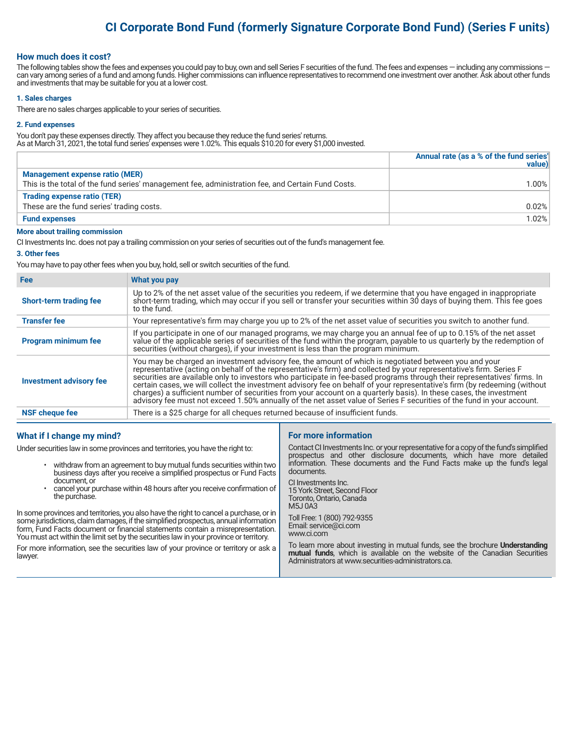# CI Corporate Bond Fund (formerly Signature Corporate Bond Fund) (Series F units)

## How much does it cost?

The following tables show the fees and expenses you could pay to buy, own and sell Series F securities of the fund. The fees and expenses — including any commissions — can vary among series of a fund and among funds. Higher commissions can influence representatives to recommend one investment over another. Ask about other funds and investments that may be suitable for you at a lower cost.

### 1. Sales charges

There are no sales charges applicable to your series of securities.

### 2. Fund expenses

You don't pay these expenses directly. They affect you because they reduce the fund series' returns.
As at March 31, 2021, the total fund series' expenses were 1.02%. This equals $10.20 for every $1,000 invested.

| | Annual rate (as a % of the fund series' value) |
|---|---|
| **Management expense ratio (MER)**<br>This is the total of the fund series' management fee, administration fee, and Certain Fund Costs. | 1.00% |
| **Trading expense ratio (TER)**<br>These are the fund series' trading costs. | 0.02% |
| **Fund expenses** | 1.02% |

#### More about trailing commission

CI Investments Inc. does not pay a trailing commission on your series of securities out of the fund's management fee.

### 3. Other fees

You may have to pay other fees when you buy, hold, sell or switch securities of the fund.

| Fee | What you pay |
|---|---|
| **Short-term trading fee** | Up to 2% of the net asset value of the securities you redeem, if we determine that you have engaged in inappropriate short-term trading, which may occur if you sell or transfer your securities within 30 days of buying them. This fee goes to the fund. |
| **Transfer fee** | Your representative's firm may charge you up to 2% of the net asset value of securities you switch to another fund. |
| **Program minimum fee** | If you participate in one of our managed programs, we may charge you an annual fee of up to 0.15% of the net asset value of the applicable series of securities of the fund within the program, payable to us quarterly by the redemption of securities (without charges), if your investment is less than the program minimum. |
| **Investment advisory fee** | You may be charged an investment advisory fee, the amount of which is negotiated between you and your representative (acting on behalf of the representative's firm) and collected by your representative's firm. Series F securities are available only to investors who participate in fee-based programs through their representatives' firms. In certain cases, we will collect the investment advisory fee on behalf of your representative's firm (by redeeming (without charges) a sufficient number of securities from your account on a quarterly basis). In these cases, the investment advisory fee must not exceed 1.50% annually of the net asset value of Series F securities of the fund in your account. |
| **NSF cheque fee** | There is a $25 charge for all cheques returned because of insufficient funds. |

## What if I change my mind?

Under securities law in some provinces and territories, you have the right to:

- withdraw from an agreement to buy mutual funds securities within two business days after you receive a simplified prospectus or Fund Facts document, or
- cancel your purchase within 48 hours after you receive confirmation of the purchase.

In some provinces and territories, you also have the right to cancel a purchase, or in some jurisdictions, claim damages, if the simplified prospectus, annual information form, Fund Facts document or financial statements contain a misrepresentation. You must act within the limit set by the securities law in your province or territory.

For more information, see the securities law of your province or territory or ask a lawyer.

## For more information

Contact CI Investments Inc. or your representative for a copy of the fund's simplified prospectus and other disclosure documents, which have more detailed information. These documents and the Fund Facts make up the fund's legal documents.

CI Investments Inc.
15 York Street, Second Floor
Toronto, Ontario, Canada
M5J 0A3

Toll Free: 1 (800) 792-9355
Email: service@ci.com
www.ci.com

To learn more about investing in mutual funds, see the brochure **Understanding mutual funds**, which is available on the website of the Canadian Securities Administrators at www.securities-administrators.ca.